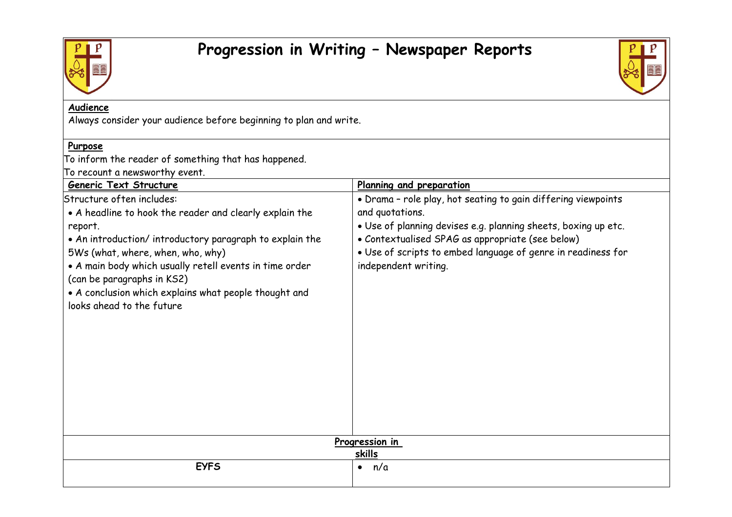# Progression in Writing – Newspaper Reports

**Audience**

Always consider your audience before beginning to plan and write.

**Purpose**

To inform the reader of something that has happened.
To recount a newsworthy event.

| **Generic Text Structure** | **Planning and preparation** |
|---|---|
| Structure often includes:<br>• A headline to hook the reader and clearly explain the report.<br>• An introduction/ introductory paragraph to explain the 5Ws (what, where, when, who, why)<br>• A main body which usually retell events in time order (can be paragraphs in KS2)<br>• A conclusion which explains what people thought and looks ahead to the future | • Drama – role play, hot seating to gain differing viewpoints and quotations.<br>• Use of planning devises e.g. planning sheets, boxing up etc.<br>• Contextualised SPAG as appropriate (see below)<br>• Use of scripts to embed language of genre in readiness for independent writing. |

**Progression in skills**

| **EYFS** | • n/a |
|---|---|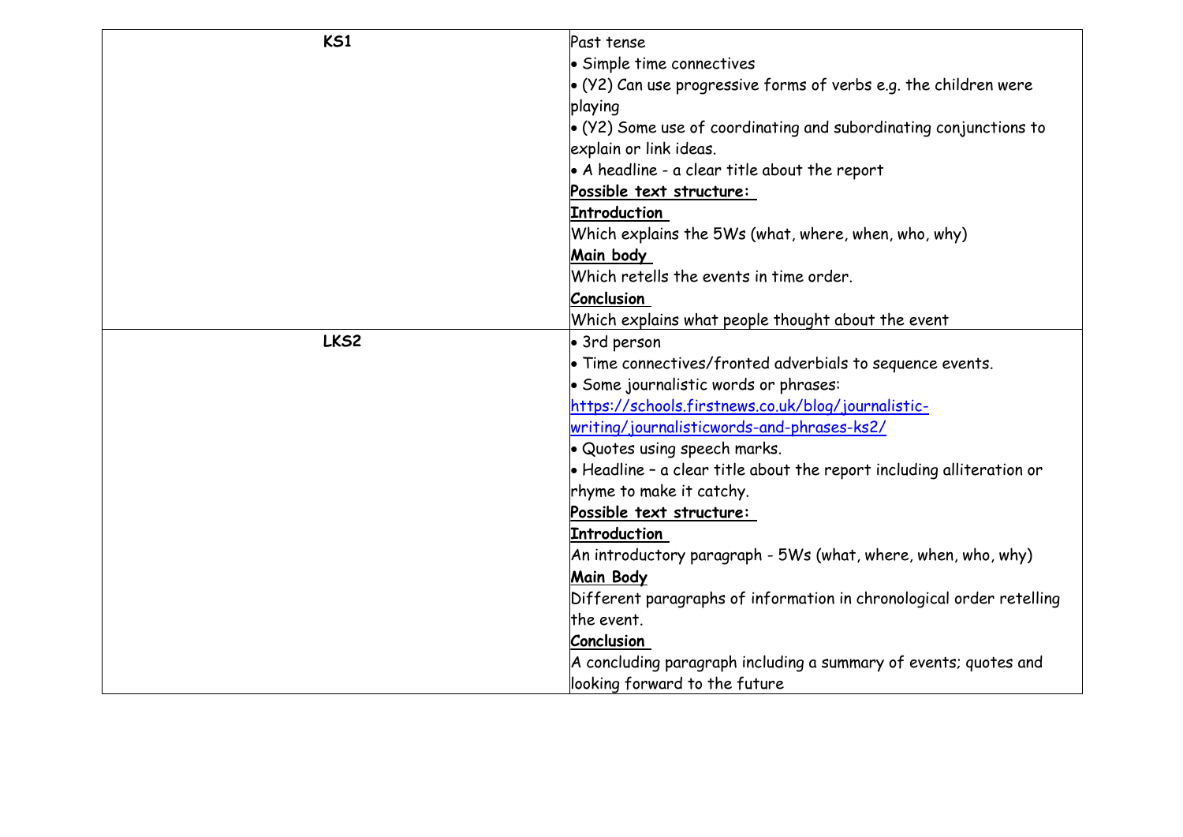| | |
|---|---|
| **KS1** | Past tense<br>• Simple time connectives<br>• (Y2) Can use progressive forms of verbs e.g. the children were playing<br>• (Y2) Some use of coordinating and subordinating conjunctions to explain or link ideas.<br>• A headline - a clear title about the report<br>**Possible text structure:**<br>**Introduction**<br>Which explains the 5Ws (what, where, when, who, why)<br>**Main body**<br>Which retells the events in time order.<br>**Conclusion**<br>Which explains what people thought about the event |
| **LKS2** | • 3rd person<br>• Time connectives/fronted adverbials to sequence events.<br>• Some journalistic words or phrases: https://schools.firstnews.co.uk/blog/journalistic-writing/journalisticwords-and-phrases-ks2/<br>• Quotes using speech marks.<br>• Headline – a clear title about the report including alliteration or rhyme to make it catchy.<br>**Possible text structure:**<br>**Introduction**<br>An introductory paragraph - 5Ws (what, where, when, who, why)<br>**Main Body**<br>Different paragraphs of information in chronological order retelling the event.<br>**Conclusion**<br>A concluding paragraph including a summary of events; quotes and looking forward to the future |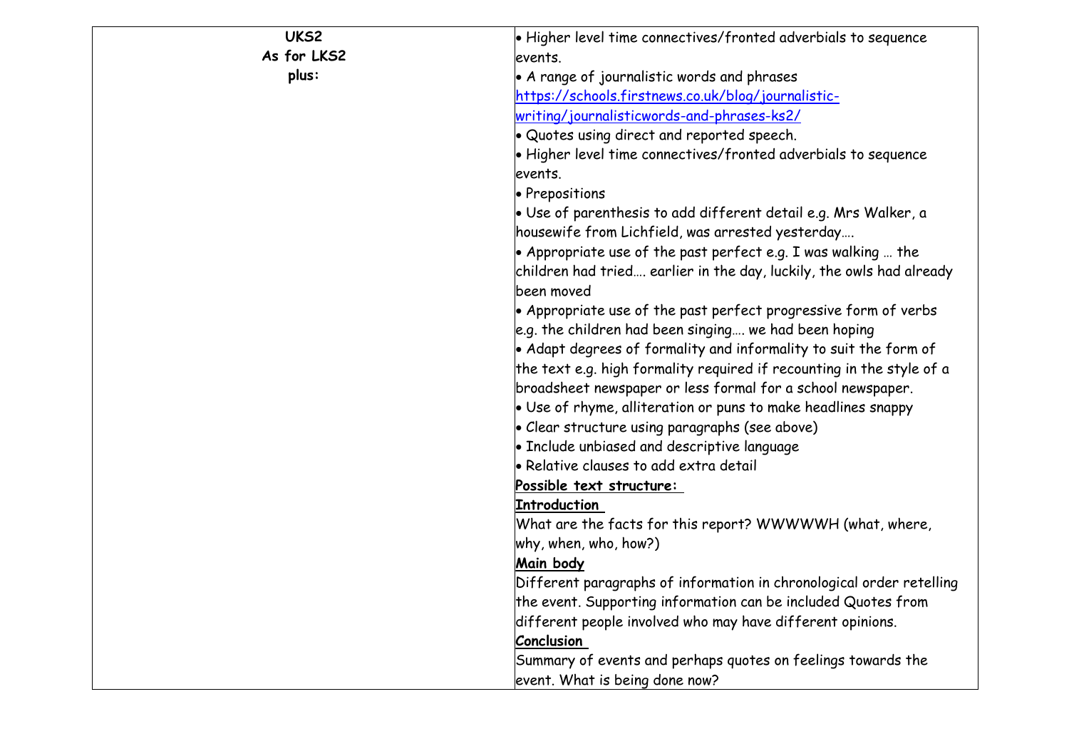| | |
|---|---|
| **UKS2**<br>**As for LKS2**<br>**plus:** | • Higher level time connectives/fronted adverbials to sequence events.<br>• A range of journalistic words and phrases https://schools.firstnews.co.uk/blog/journalistic-writing/journalisticwords-and-phrases-ks2/<br>• Quotes using direct and reported speech.<br>• Higher level time connectives/fronted adverbials to sequence events.<br>• Prepositions<br>• Use of parenthesis to add different detail e.g. Mrs Walker, a housewife from Lichfield, was arrested yesterday….<br>• Appropriate use of the past perfect e.g. I was walking … the children had tried…. earlier in the day, luckily, the owls had already been moved<br>• Appropriate use of the past perfect progressive form of verbs e.g. the children had been singing…. we had been hoping<br>• Adapt degrees of formality and informality to suit the form of the text e.g. high formality required if recounting in the style of a broadsheet newspaper or less formal for a school newspaper.<br>• Use of rhyme, alliteration or puns to make headlines snappy<br>• Clear structure using paragraphs (see above)<br>• Include unbiased and descriptive language<br>• Relative clauses to add extra detail<br>**Possible text structure:**<br>**Introduction**<br>What are the facts for this report? WWWWWH (what, where, why, when, who, how?)<br>**Main body**<br>Different paragraphs of information in chronological order retelling the event. Supporting information can be included Quotes from different people involved who may have different opinions.<br>**Conclusion**<br>Summary of events and perhaps quotes on feelings towards the event. What is being done now? |